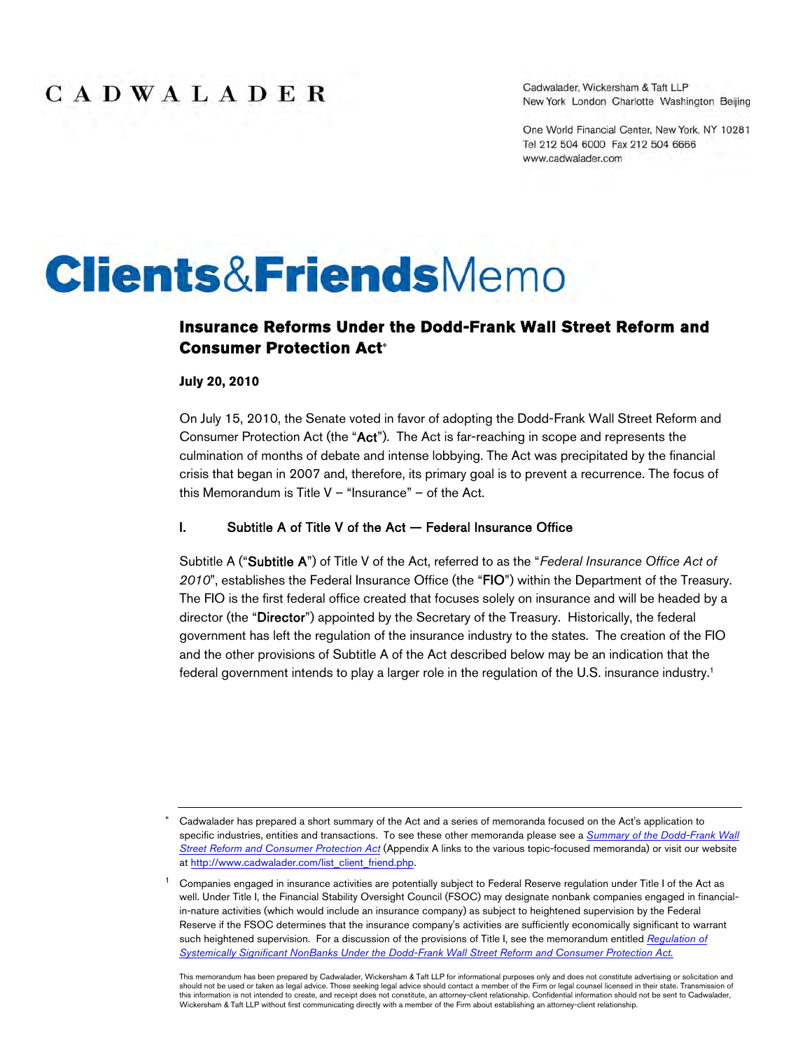CADWALADER

Cadwalader, Wickersham & Taft LLP
New York London Charlotte Washington Beijing

One World Financial Center, New York, NY 10281
Tel 212 504 6000 Fax 212 504 6666
www.cadwalader.com

# Clients&FriendsMemo

## Insurance Reforms Under the Dodd-Frank Wall Street Reform and Consumer Protection Act*

**July 20, 2010**

On July 15, 2010, the Senate voted in favor of adopting the Dodd-Frank Wall Street Reform and Consumer Protection Act (the "**Act**"). The Act is far-reaching in scope and represents the culmination of months of debate and intense lobbying. The Act was precipitated by the financial crisis that began in 2007 and, therefore, its primary goal is to prevent a recurrence. The focus of this Memorandum is Title V – "Insurance" – of the Act.

### I. Subtitle A of Title V of the Act — Federal Insurance Office

Subtitle A ("**Subtitle A**") of Title V of the Act, referred to as the "*Federal Insurance Office Act of 2010*", establishes the Federal Insurance Office (the "**FIO**") within the Department of the Treasury. The FIO is the first federal office created that focuses solely on insurance and will be headed by a director (the "**Director**") appointed by the Secretary of the Treasury. Historically, the federal government has left the regulation of the insurance industry to the states. The creation of the FIO and the other provisions of Subtitle A of the Act described below may be an indication that the federal government intends to play a larger role in the regulation of the U.S. insurance industry.[1]

---

\* Cadwalader has prepared a short summary of the Act and a series of memoranda focused on the Act's application to specific industries, entities and transactions. To see these other memoranda please see a *Summary of the Dodd-Frank Wall Street Reform and Consumer Protection Act* (Appendix A links to the various topic-focused memoranda) or visit our website at http://www.cadwalader.com/list_client_friend.php.

[1] Companies engaged in insurance activities are potentially subject to Federal Reserve regulation under Title I of the Act as well. Under Title I, the Financial Stability Oversight Council (FSOC) may designate nonbank companies engaged in financial-in-nature activities (which would include an insurance company) as subject to heightened supervision by the Federal Reserve if the FSOC determines that the insurance company's activities are sufficiently economically significant to warrant such heightened supervision. For a discussion of the provisions of Title I, see the memorandum entitled *Regulation of Systemically Significant NonBanks Under the Dodd-Frank Wall Street Reform and Consumer Protection Act.*

This memorandum has been prepared by Cadwalader, Wickersham & Taft LLP for informational purposes only and does not constitute advertising or solicitation and should not be used or taken as legal advice. Those seeking legal advice should contact a member of the Firm or legal counsel licensed in their state. Transmission of this information is not intended to create, and receipt does not constitute, an attorney-client relationship. Confidential information should not be sent to Cadwalader, Wickersham & Taft LLP without first communicating directly with a member of the Firm about establishing an attorney-client relationship.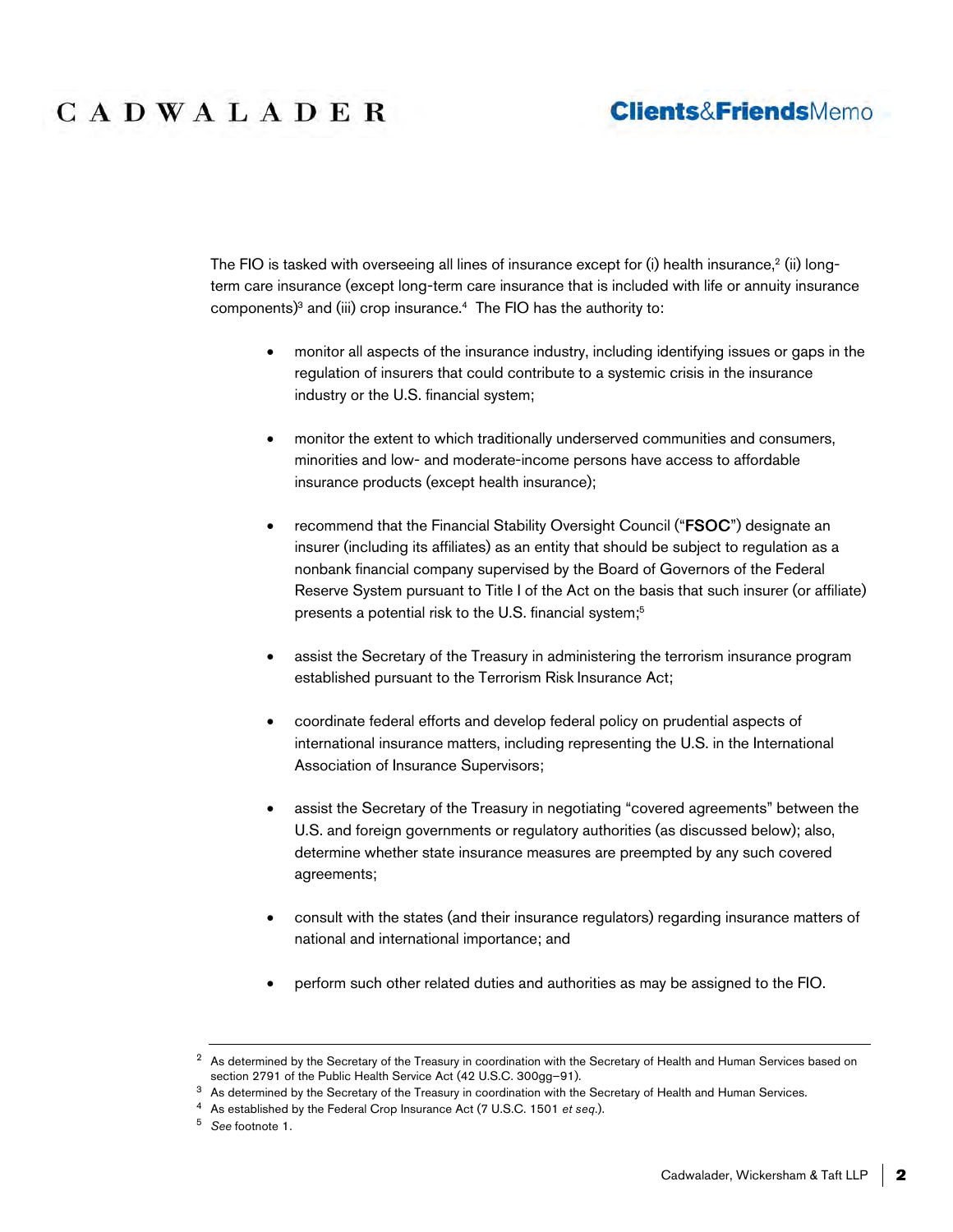The FIO is tasked with overseeing all lines of insurance except for (i) health insurance,[2] (ii) long-term care insurance (except long-term care insurance that is included with life or annuity insurance components)[3] and (iii) crop insurance.[4] The FIO has the authority to:

- monitor all aspects of the insurance industry, including identifying issues or gaps in the regulation of insurers that could contribute to a systemic crisis in the insurance industry or the U.S. financial system;
- monitor the extent to which traditionally underserved communities and consumers, minorities and low- and moderate-income persons have access to affordable insurance products (except health insurance);
- recommend that the Financial Stability Oversight Council ("**FSOC**") designate an insurer (including its affiliates) as an entity that should be subject to regulation as a nonbank financial company supervised by the Board of Governors of the Federal Reserve System pursuant to Title I of the Act on the basis that such insurer (or affiliate) presents a potential risk to the U.S. financial system;[5]
- assist the Secretary of the Treasury in administering the terrorism insurance program established pursuant to the Terrorism Risk Insurance Act;
- coordinate federal efforts and develop federal policy on prudential aspects of international insurance matters, including representing the U.S. in the International Association of Insurance Supervisors;
- assist the Secretary of the Treasury in negotiating "covered agreements" between the U.S. and foreign governments or regulatory authorities (as discussed below); also, determine whether state insurance measures are preempted by any such covered agreements;
- consult with the states (and their insurance regulators) regarding insurance matters of national and international importance; and
- perform such other related duties and authorities as may be assigned to the FIO.

---

[2] As determined by the Secretary of the Treasury in coordination with the Secretary of Health and Human Services based on section 2791 of the Public Health Service Act (42 U.S.C. 300gg–91).

[3] As determined by the Secretary of the Treasury in coordination with the Secretary of Health and Human Services.

[4] As established by the Federal Crop Insurance Act (7 U.S.C. 1501 *et seq.*).

[5] *See* footnote 1.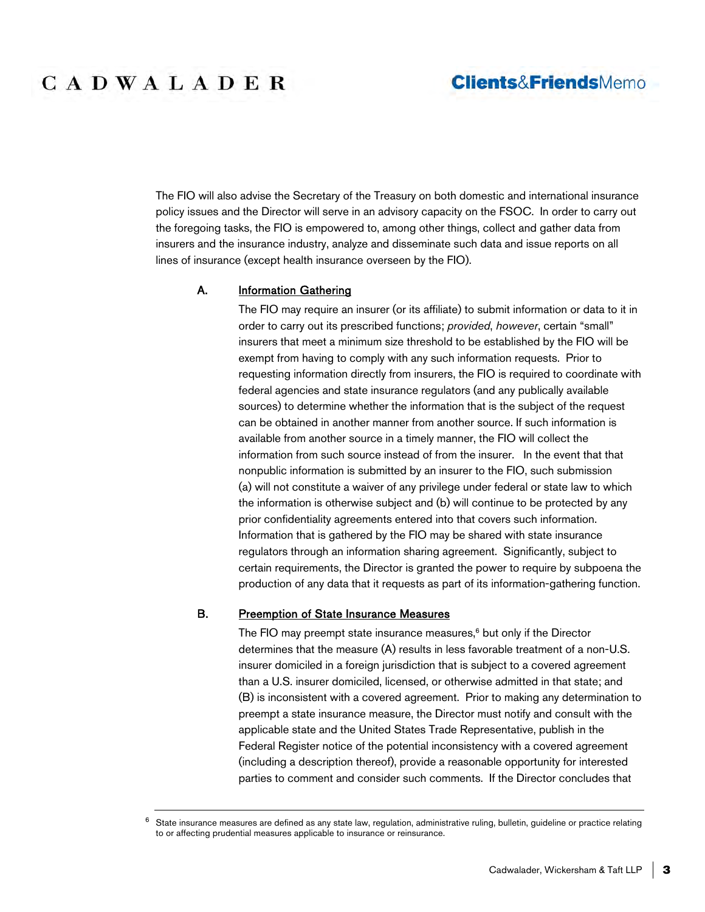The FIO will also advise the Secretary of the Treasury on both domestic and international insurance policy issues and the Director will serve in an advisory capacity on the FSOC. In order to carry out the foregoing tasks, the FIO is empowered to, among other things, collect and gather data from insurers and the insurance industry, analyze and disseminate such data and issue reports on all lines of insurance (except health insurance overseen by the FIO).

**A.** Information Gathering

The FIO may require an insurer (or its affiliate) to submit information or data to it in order to carry out its prescribed functions; *provided*, *however*, certain "small" insurers that meet a minimum size threshold to be established by the FIO will be exempt from having to comply with any such information requests. Prior to requesting information directly from insurers, the FIO is required to coordinate with federal agencies and state insurance regulators (and any publically available sources) to determine whether the information that is the subject of the request can be obtained in another manner from another source. If such information is available from another source in a timely manner, the FIO will collect the information from such source instead of from the insurer. In the event that that nonpublic information is submitted by an insurer to the FIO, such submission (a) will not constitute a waiver of any privilege under federal or state law to which the information is otherwise subject and (b) will continue to be protected by any prior confidentiality agreements entered into that covers such information. Information that is gathered by the FIO may be shared with state insurance regulators through an information sharing agreement. Significantly, subject to certain requirements, the Director is granted the power to require by subpoena the production of any data that it requests as part of its information-gathering function.

**B.** Preemption of State Insurance Measures

The FIO may preempt state insurance measures,[6] but only if the Director determines that the measure (A) results in less favorable treatment of a non-U.S. insurer domiciled in a foreign jurisdiction that is subject to a covered agreement than a U.S. insurer domiciled, licensed, or otherwise admitted in that state; and (B) is inconsistent with a covered agreement. Prior to making any determination to preempt a state insurance measure, the Director must notify and consult with the applicable state and the United States Trade Representative, publish in the Federal Register notice of the potential inconsistency with a covered agreement (including a description thereof), provide a reasonable opportunity for interested parties to comment and consider such comments. If the Director concludes that

---

[6] State insurance measures are defined as any state law, regulation, administrative ruling, bulletin, guideline or practice relating to or affecting prudential measures applicable to insurance or reinsurance.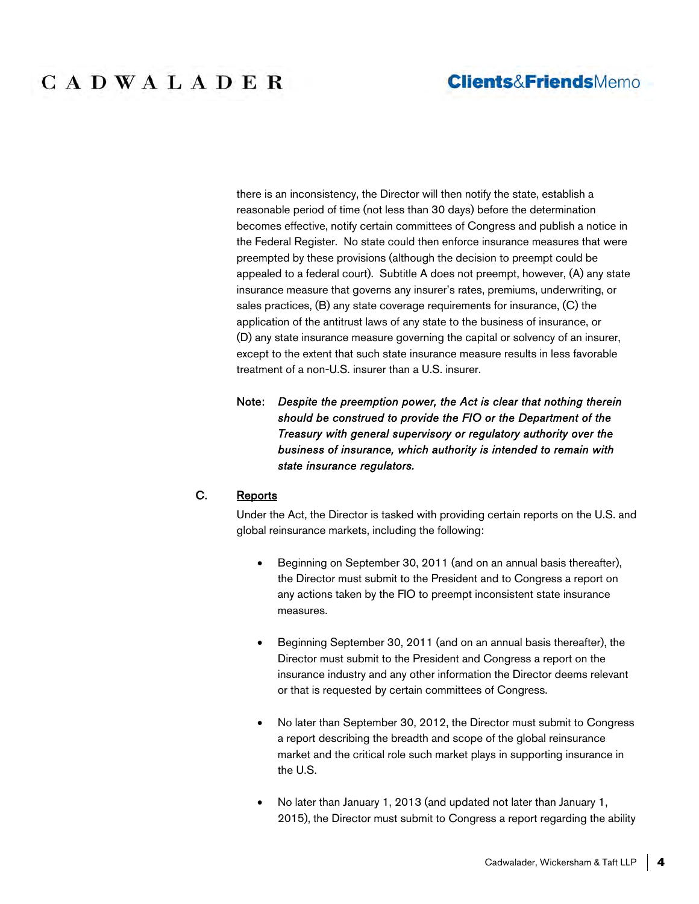there is an inconsistency, the Director will then notify the state, establish a reasonable period of time (not less than 30 days) before the determination becomes effective, notify certain committees of Congress and publish a notice in the Federal Register. No state could then enforce insurance measures that were preempted by these provisions (although the decision to preempt could be appealed to a federal court). Subtitle A does not preempt, however, (A) any state insurance measure that governs any insurer's rates, premiums, underwriting, or sales practices, (B) any state coverage requirements for insurance, (C) the application of the antitrust laws of any state to the business of insurance, or (D) any state insurance measure governing the capital or solvency of an insurer, except to the extent that such state insurance measure results in less favorable treatment of a non-U.S. insurer than a U.S. insurer.

Note: *Despite the preemption power, the Act is clear that nothing therein should be construed to provide the FIO or the Department of the Treasury with general supervisory or regulatory authority over the business of insurance, which authority is intended to remain with state insurance regulators.*

### C. Reports

Under the Act, the Director is tasked with providing certain reports on the U.S. and global reinsurance markets, including the following:

- Beginning on September 30, 2011 (and on an annual basis thereafter), the Director must submit to the President and to Congress a report on any actions taken by the FIO to preempt inconsistent state insurance measures.

- Beginning September 30, 2011 (and on an annual basis thereafter), the Director must submit to the President and Congress a report on the insurance industry and any other information the Director deems relevant or that is requested by certain committees of Congress.

- No later than September 30, 2012, the Director must submit to Congress a report describing the breadth and scope of the global reinsurance market and the critical role such market plays in supporting insurance in the U.S.

- No later than January 1, 2013 (and updated not later than January 1, 2015), the Director must submit to Congress a report regarding the ability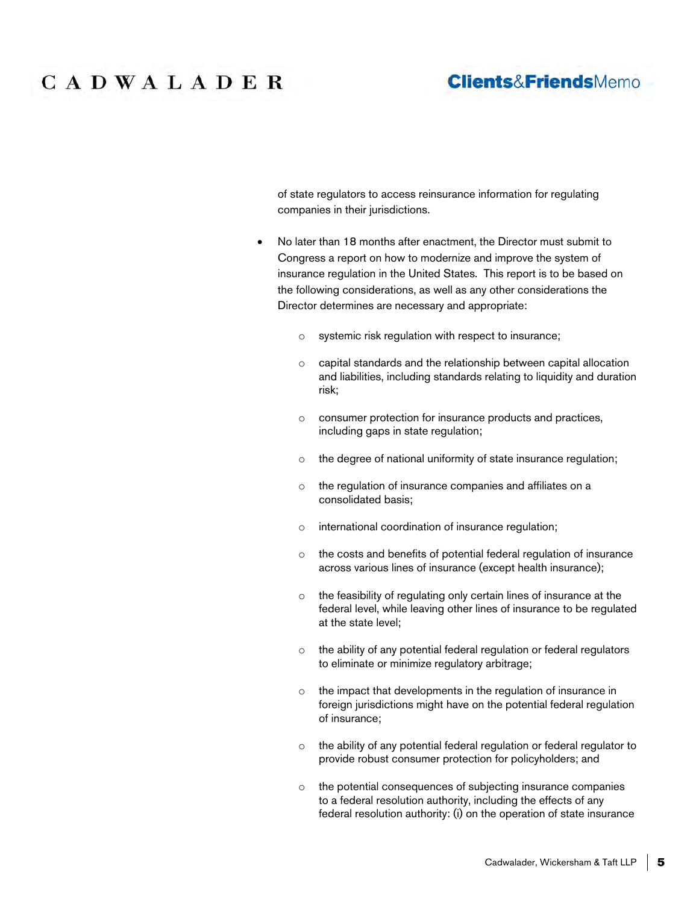of state regulators to access reinsurance information for regulating companies in their jurisdictions.

- No later than 18 months after enactment, the Director must submit to Congress a report on how to modernize and improve the system of insurance regulation in the United States. This report is to be based on the following considerations, as well as any other considerations the Director determines are necessary and appropriate:

    - systemic risk regulation with respect to insurance;
    - capital standards and the relationship between capital allocation and liabilities, including standards relating to liquidity and duration risk;
    - consumer protection for insurance products and practices, including gaps in state regulation;
    - the degree of national uniformity of state insurance regulation;
    - the regulation of insurance companies and affiliates on a consolidated basis;
    - international coordination of insurance regulation;
    - the costs and benefits of potential federal regulation of insurance across various lines of insurance (except health insurance);
    - the feasibility of regulating only certain lines of insurance at the federal level, while leaving other lines of insurance to be regulated at the state level;
    - the ability of any potential federal regulation or federal regulators to eliminate or minimize regulatory arbitrage;
    - the impact that developments in the regulation of insurance in foreign jurisdictions might have on the potential federal regulation of insurance;
    - the ability of any potential federal regulation or federal regulator to provide robust consumer protection for policyholders; and
    - the potential consequences of subjecting insurance companies to a federal resolution authority, including the effects of any federal resolution authority: (i) on the operation of state insurance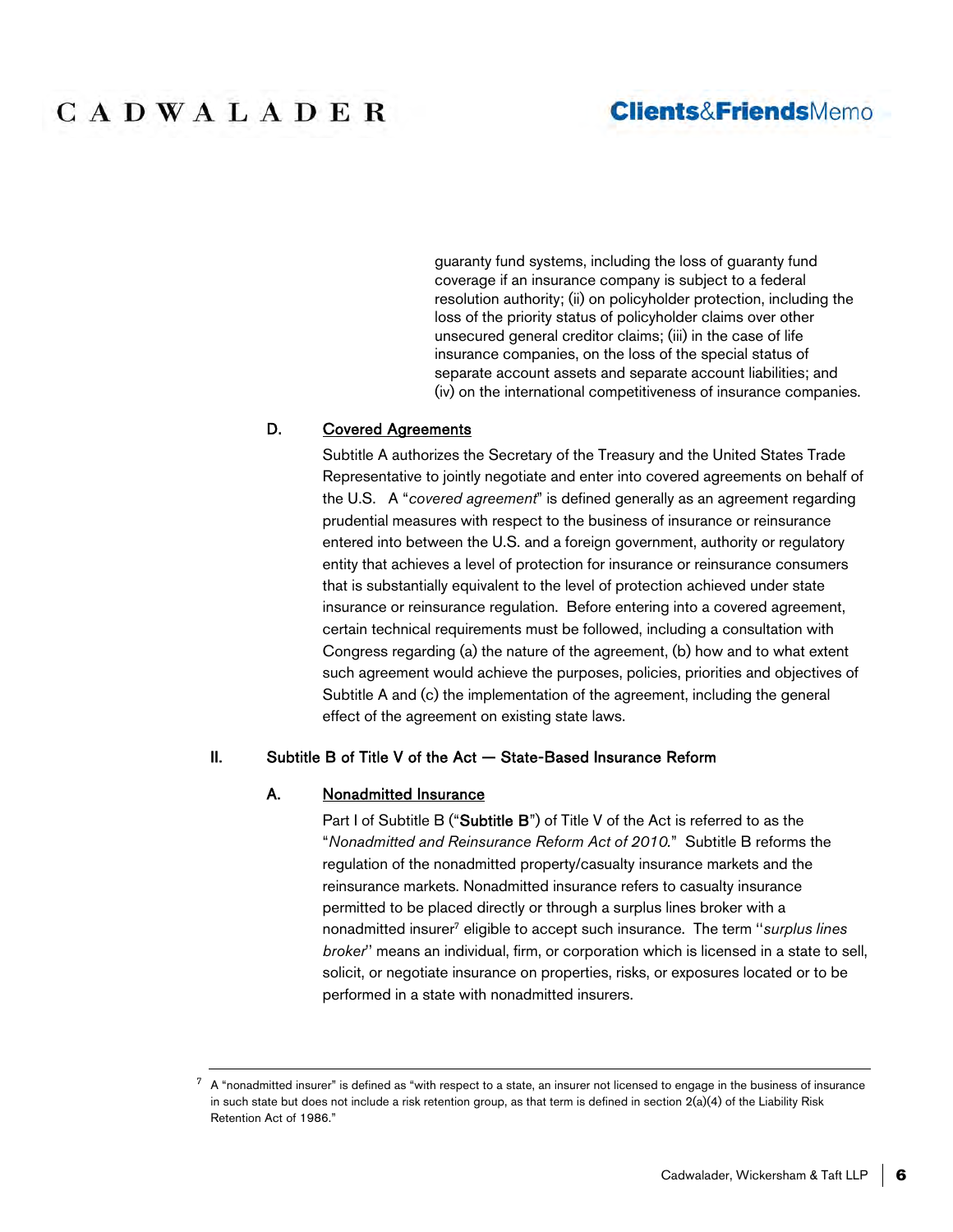guaranty fund systems, including the loss of guaranty fund coverage if an insurance company is subject to a federal resolution authority; (ii) on policyholder protection, including the loss of the priority status of policyholder claims over other unsecured general creditor claims; (iii) in the case of life insurance companies, on the loss of the special status of separate account assets and separate account liabilities; and (iv) on the international competitiveness of insurance companies.

### D. Covered Agreements

Subtitle A authorizes the Secretary of the Treasury and the United States Trade Representative to jointly negotiate and enter into covered agreements on behalf of the U.S. A "*covered agreement*" is defined generally as an agreement regarding prudential measures with respect to the business of insurance or reinsurance entered into between the U.S. and a foreign government, authority or regulatory entity that achieves a level of protection for insurance or reinsurance consumers that is substantially equivalent to the level of protection achieved under state insurance or reinsurance regulation. Before entering into a covered agreement, certain technical requirements must be followed, including a consultation with Congress regarding (a) the nature of the agreement, (b) how and to what extent such agreement would achieve the purposes, policies, priorities and objectives of Subtitle A and (c) the implementation of the agreement, including the general effect of the agreement on existing state laws.

## II. Subtitle B of Title V of the Act — State-Based Insurance Reform

### A. Nonadmitted Insurance

Part I of Subtitle B ("**Subtitle B**") of Title V of the Act is referred to as the "*Nonadmitted and Reinsurance Reform Act of 2010.*" Subtitle B reforms the regulation of the nonadmitted property/casualty insurance markets and the reinsurance markets. Nonadmitted insurance refers to casualty insurance permitted to be placed directly or through a surplus lines broker with a nonadmitted insurer[7] eligible to accept such insurance. The term "*surplus lines broker*" means an individual, firm, or corporation which is licensed in a state to sell, solicit, or negotiate insurance on properties, risks, or exposures located or to be performed in a state with nonadmitted insurers.

---

[7] A "nonadmitted insurer" is defined as "with respect to a state, an insurer not licensed to engage in the business of insurance in such state but does not include a risk retention group, as that term is defined in section 2(a)(4) of the Liability Risk Retention Act of 1986."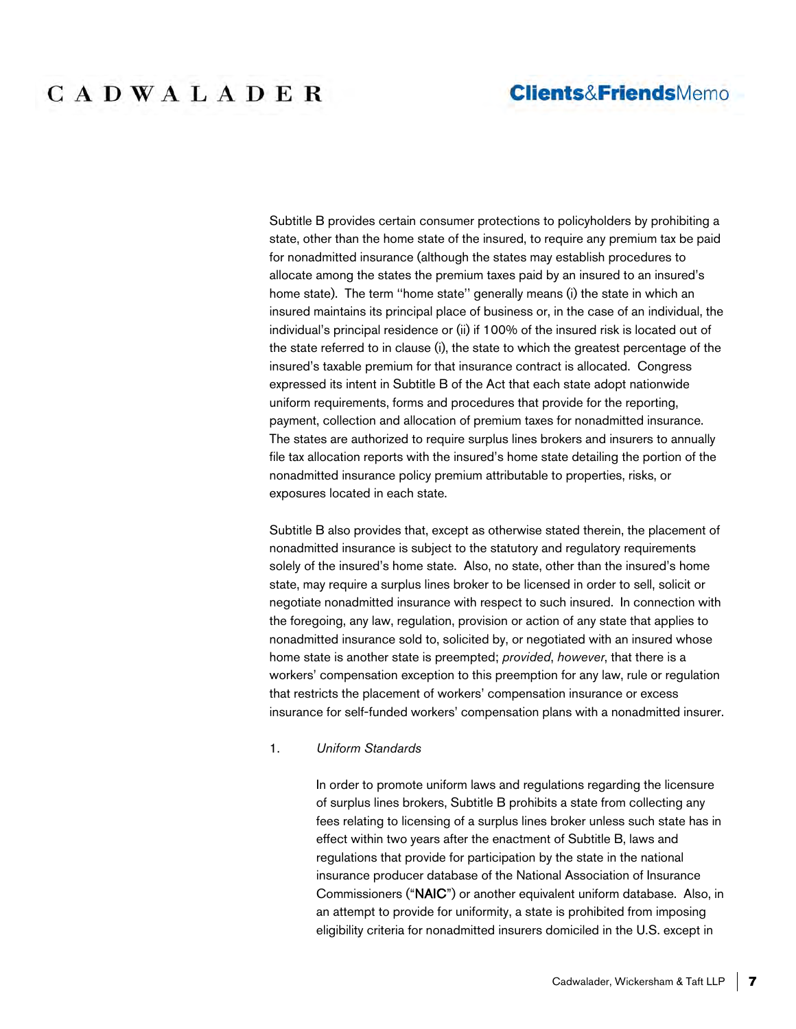Subtitle B provides certain consumer protections to policyholders by prohibiting a state, other than the home state of the insured, to require any premium tax be paid for nonadmitted insurance (although the states may establish procedures to allocate among the states the premium taxes paid by an insured to an insured's home state). The term "home state" generally means (i) the state in which an insured maintains its principal place of business or, in the case of an individual, the individual's principal residence or (ii) if 100% of the insured risk is located out of the state referred to in clause (i), the state to which the greatest percentage of the insured's taxable premium for that insurance contract is allocated. Congress expressed its intent in Subtitle B of the Act that each state adopt nationwide uniform requirements, forms and procedures that provide for the reporting, payment, collection and allocation of premium taxes for nonadmitted insurance. The states are authorized to require surplus lines brokers and insurers to annually file tax allocation reports with the insured's home state detailing the portion of the nonadmitted insurance policy premium attributable to properties, risks, or exposures located in each state.

Subtitle B also provides that, except as otherwise stated therein, the placement of nonadmitted insurance is subject to the statutory and regulatory requirements solely of the insured's home state. Also, no state, other than the insured's home state, may require a surplus lines broker to be licensed in order to sell, solicit or negotiate nonadmitted insurance with respect to such insured. In connection with the foregoing, any law, regulation, provision or action of any state that applies to nonadmitted insurance sold to, solicited by, or negotiated with an insured whose home state is another state is preempted; *provided*, *however*, that there is a workers' compensation exception to this preemption for any law, rule or regulation that restricts the placement of workers' compensation insurance or excess insurance for self-funded workers' compensation plans with a nonadmitted insurer.

1. *Uniform Standards*

In order to promote uniform laws and regulations regarding the licensure of surplus lines brokers, Subtitle B prohibits a state from collecting any fees relating to licensing of a surplus lines broker unless such state has in effect within two years after the enactment of Subtitle B, laws and regulations that provide for participation by the state in the national insurance producer database of the National Association of Insurance Commissioners ("**NAIC**") or another equivalent uniform database. Also, in an attempt to provide for uniformity, a state is prohibited from imposing eligibility criteria for nonadmitted insurers domiciled in the U.S. except in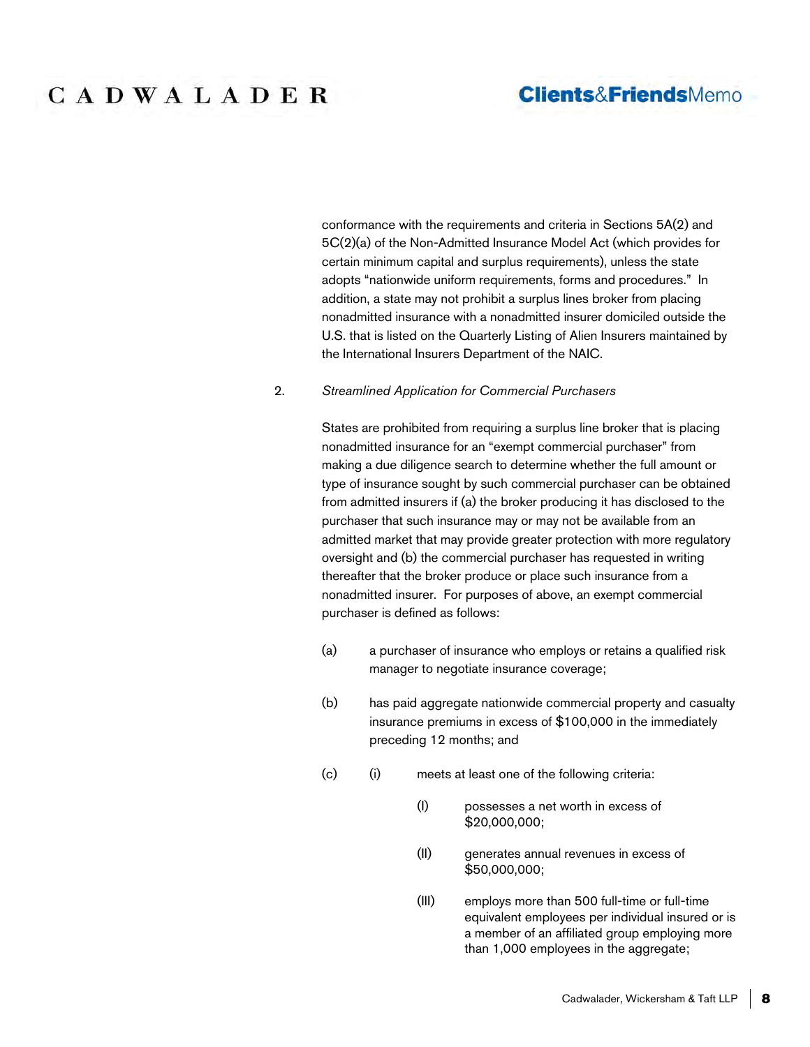conformance with the requirements and criteria in Sections 5A(2) and 5C(2)(a) of the Non-Admitted Insurance Model Act (which provides for certain minimum capital and surplus requirements), unless the state adopts "nationwide uniform requirements, forms and procedures." In addition, a state may not prohibit a surplus lines broker from placing nonadmitted insurance with a nonadmitted insurer domiciled outside the U.S. that is listed on the Quarterly Listing of Alien Insurers maintained by the International Insurers Department of the NAIC.

2. *Streamlined Application for Commercial Purchasers*

States are prohibited from requiring a surplus line broker that is placing nonadmitted insurance for an "exempt commercial purchaser" from making a due diligence search to determine whether the full amount or type of insurance sought by such commercial purchaser can be obtained from admitted insurers if (a) the broker producing it has disclosed to the purchaser that such insurance may or may not be available from an admitted market that may provide greater protection with more regulatory oversight and (b) the commercial purchaser has requested in writing thereafter that the broker produce or place such insurance from a nonadmitted insurer. For purposes of above, an exempt commercial purchaser is defined as follows:

(a) a purchaser of insurance who employs or retains a qualified risk manager to negotiate insurance coverage;

(b) has paid aggregate nationwide commercial property and casualty insurance premiums in excess of $100,000 in the immediately preceding 12 months; and

(c) (i) meets at least one of the following criteria:

(I) possesses a net worth in excess of $20,000,000;

(II) generates annual revenues in excess of $50,000,000;

(III) employs more than 500 full-time or full-time equivalent employees per individual insured or is a member of an affiliated group employing more than 1,000 employees in the aggregate;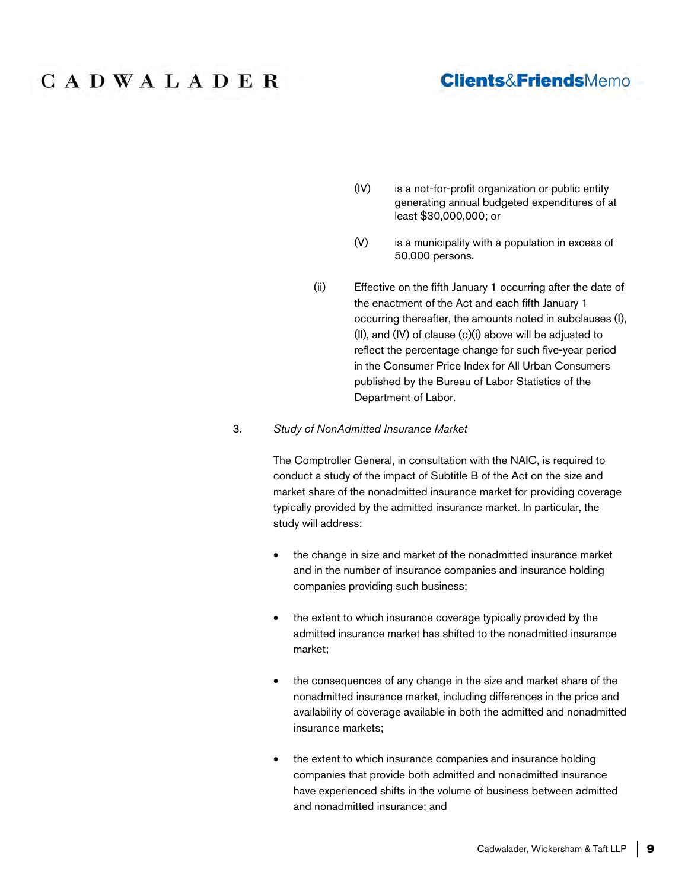(IV) is a not-for-profit organization or public entity generating annual budgeted expenditures of at least $30,000,000; or

(V) is a municipality with a population in excess of 50,000 persons.

(ii) Effective on the fifth January 1 occurring after the date of the enactment of the Act and each fifth January 1 occurring thereafter, the amounts noted in subclauses (I), (II), and (IV) of clause (c)(i) above will be adjusted to reflect the percentage change for such five-year period in the Consumer Price Index for All Urban Consumers published by the Bureau of Labor Statistics of the Department of Labor.

3. *Study of NonAdmitted Insurance Market*

The Comptroller General, in consultation with the NAIC, is required to conduct a study of the impact of Subtitle B of the Act on the size and market share of the nonadmitted insurance market for providing coverage typically provided by the admitted insurance market. In particular, the study will address:

- the change in size and market of the nonadmitted insurance market and in the number of insurance companies and insurance holding companies providing such business;

- the extent to which insurance coverage typically provided by the admitted insurance market has shifted to the nonadmitted insurance market;

- the consequences of any change in the size and market share of the nonadmitted insurance market, including differences in the price and availability of coverage available in both the admitted and nonadmitted insurance markets;

- the extent to which insurance companies and insurance holding companies that provide both admitted and nonadmitted insurance have experienced shifts in the volume of business between admitted and nonadmitted insurance; and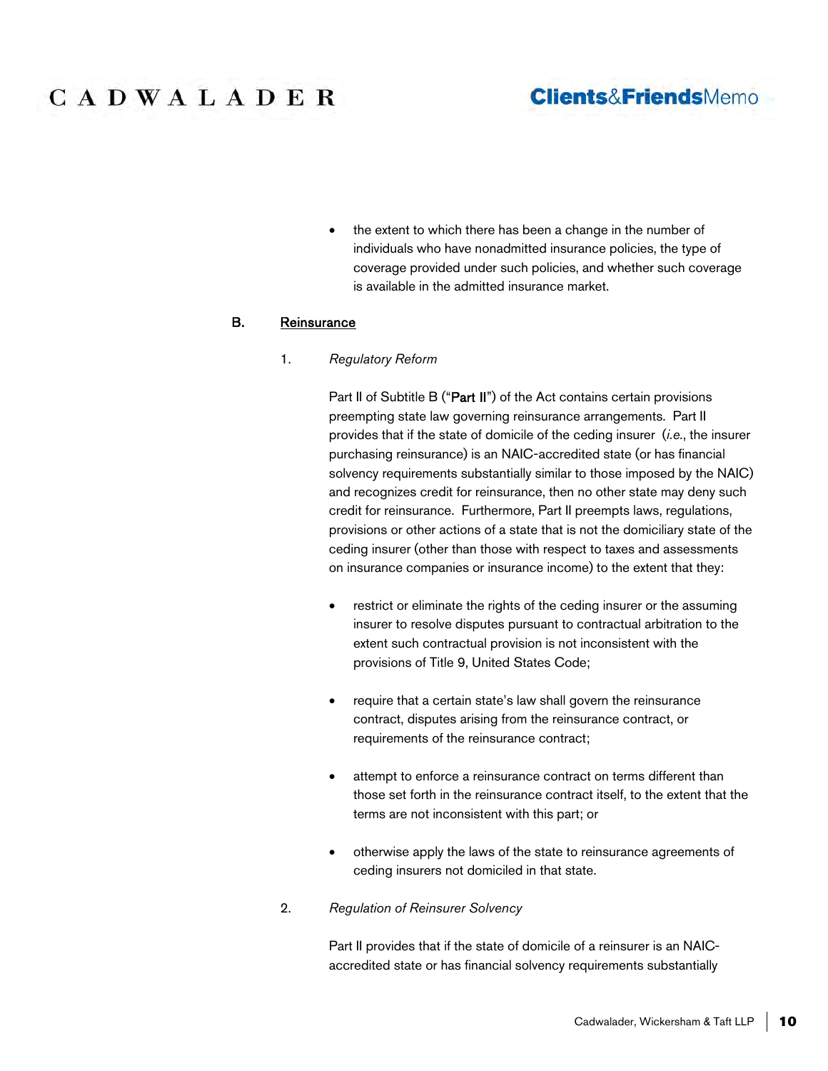- the extent to which there has been a change in the number of individuals who have nonadmitted insurance policies, the type of coverage provided under such policies, and whether such coverage is available in the admitted insurance market.

### B. Reinsurance

#### 1. *Regulatory Reform*

Part II of Subtitle B ("**Part II**") of the Act contains certain provisions preempting state law governing reinsurance arrangements. Part II provides that if the state of domicile of the ceding insurer (*i.e.*, the insurer purchasing reinsurance) is an NAIC-accredited state (or has financial solvency requirements substantially similar to those imposed by the NAIC) and recognizes credit for reinsurance, then no other state may deny such credit for reinsurance. Furthermore, Part II preempts laws, regulations, provisions or other actions of a state that is not the domiciliary state of the ceding insurer (other than those with respect to taxes and assessments on insurance companies or insurance income) to the extent that they:

- restrict or eliminate the rights of the ceding insurer or the assuming insurer to resolve disputes pursuant to contractual arbitration to the extent such contractual provision is not inconsistent with the provisions of Title 9, United States Code;
- require that a certain state's law shall govern the reinsurance contract, disputes arising from the reinsurance contract, or requirements of the reinsurance contract;
- attempt to enforce a reinsurance contract on terms different than those set forth in the reinsurance contract itself, to the extent that the terms are not inconsistent with this part; or
- otherwise apply the laws of the state to reinsurance agreements of ceding insurers not domiciled in that state.

#### 2. *Regulation of Reinsurer Solvency*

Part II provides that if the state of domicile of a reinsurer is an NAIC-accredited state or has financial solvency requirements substantially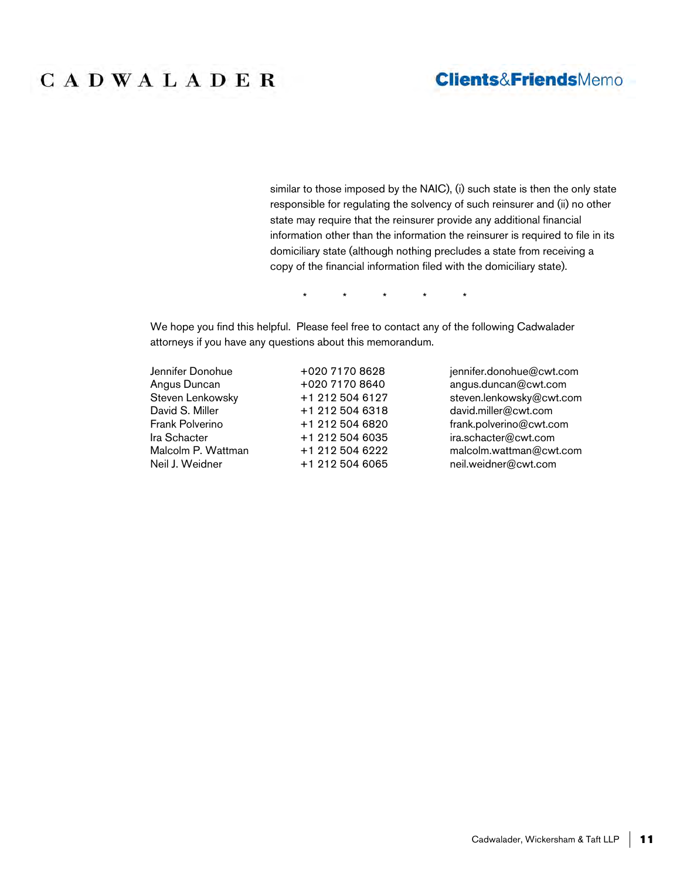similar to those imposed by the NAIC), (i) such state is then the only state responsible for regulating the solvency of such reinsurer and (ii) no other state may require that the reinsurer provide any additional financial information other than the information the reinsurer is required to file in its domiciliary state (although nothing precludes a state from receiving a copy of the financial information filed with the domiciliary state).

\*          \*          \*          \*          \*

We hope you find this helpful. Please feel free to contact any of the following Cadwalader attorneys if you have any questions about this memorandum.

| | | |
|---|---|---|
| Jennifer Donohue | +020 7170 8628 | jennifer.donohue@cwt.com |
| Angus Duncan | +020 7170 8640 | angus.duncan@cwt.com |
| Steven Lenkowsky | +1 212 504 6127 | steven.lenkowsky@cwt.com |
| David S. Miller | +1 212 504 6318 | david.miller@cwt.com |
| Frank Polverino | +1 212 504 6820 | frank.polverino@cwt.com |
| Ira Schacter | +1 212 504 6035 | ira.schacter@cwt.com |
| Malcolm P. Wattman | +1 212 504 6222 | malcolm.wattman@cwt.com |
| Neil J. Weidner | +1 212 504 6065 | neil.weidner@cwt.com |